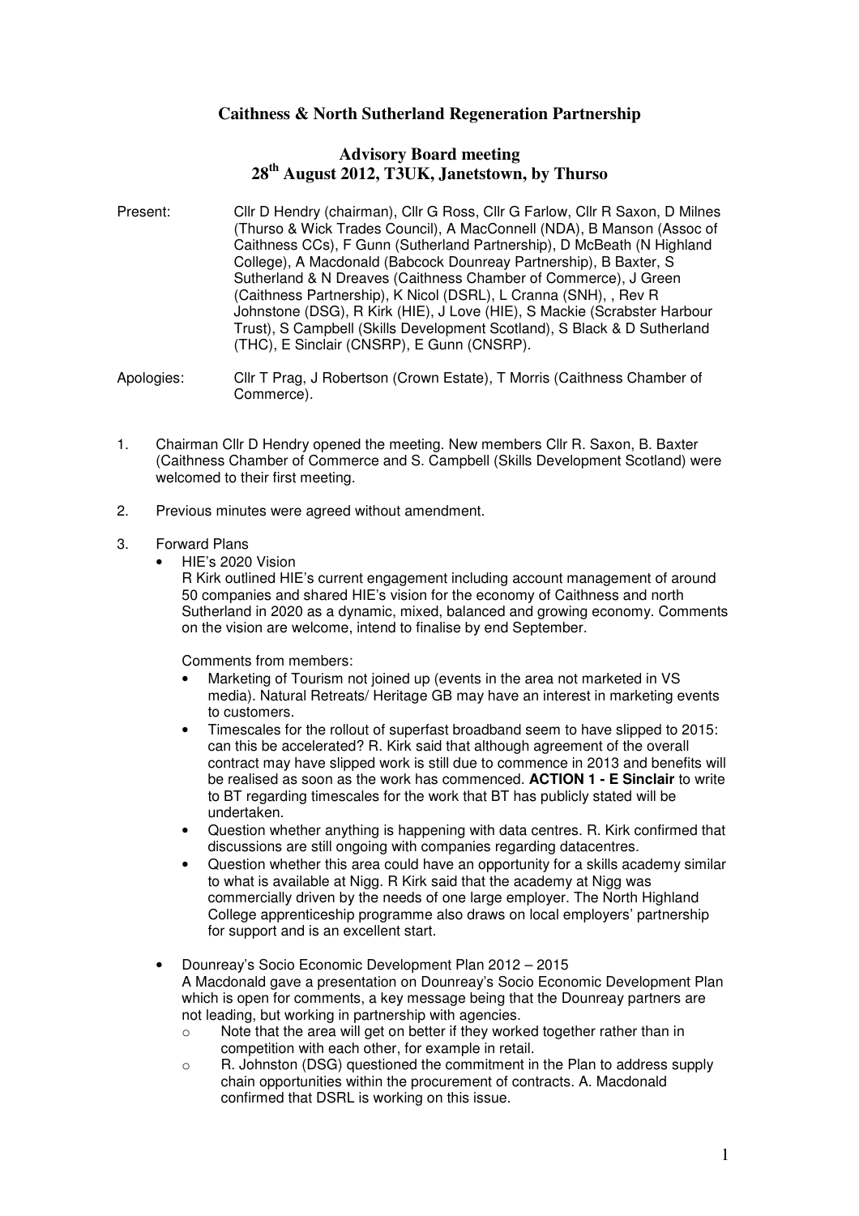# Caithness & North Sutherland Regeneration Partnership

## Advisory Board meeting
## 28th August 2012, T3UK, Janetstown, by Thurso

Present: Cllr D Hendry (chairman), Cllr G Ross, Cllr G Farlow, Cllr R Saxon, D Milnes (Thurso & Wick Trades Council), A MacConnell (NDA), B Manson (Assoc of Caithness CCs), F Gunn (Sutherland Partnership), D McBeath (N Highland College), A Macdonald (Babcock Dounreay Partnership), B Baxter, S Sutherland & N Dreaves (Caithness Chamber of Commerce), J Green (Caithness Partnership), K Nicol (DSRL), L Cranna (SNH), , Rev R Johnstone (DSG), R Kirk (HIE), J Love (HIE), S Mackie (Scrabster Harbour Trust), S Campbell (Skills Development Scotland), S Black & D Sutherland (THC), E Sinclair (CNSRP), E Gunn (CNSRP).

Apologies: Cllr T Prag, J Robertson (Crown Estate), T Morris (Caithness Chamber of Commerce).

1. Chairman Cllr D Hendry opened the meeting. New members Cllr R. Saxon, B. Baxter (Caithness Chamber of Commerce and S. Campbell (Skills Development Scotland) were welcomed to their first meeting.

2. Previous minutes were agreed without amendment.

3. Forward Plans
   - HIE's 2020 Vision

     R Kirk outlined HIE's current engagement including account management of around 50 companies and shared HIE's vision for the economy of Caithness and north Sutherland in 2020 as a dynamic, mixed, balanced and growing economy. Comments on the vision are welcome, intend to finalise by end September.

     Comments from members:
     - Marketing of Tourism not joined up (events in the area not marketed in VS media). Natural Retreats/ Heritage GB may have an interest in marketing events to customers.
     - Timescales for the rollout of superfast broadband seem to have slipped to 2015: can this be accelerated? R. Kirk said that although agreement of the overall contract may have slipped work is still due to commence in 2013 and benefits will be realised as soon as the work has commenced. **ACTION 1 - E Sinclair** to write to BT regarding timescales for the work that BT has publicly stated will be undertaken.
     - Question whether anything is happening with data centres. R. Kirk confirmed that discussions are still ongoing with companies regarding datacentres.
     - Question whether this area could have an opportunity for a skills academy similar to what is available at Nigg. R Kirk said that the academy at Nigg was commercially driven by the needs of one large employer. The North Highland College apprenticeship programme also draws on local employers' partnership for support and is an excellent start.

   - Dounreay's Socio Economic Development Plan 2012 – 2015

     A Macdonald gave a presentation on Dounreay's Socio Economic Development Plan which is open for comments, a key message being that the Dounreay partners are not leading, but working in partnership with agencies.
     - Note that the area will get on better if they worked together rather than in competition with each other, for example in retail.
     - R. Johnston (DSG) questioned the commitment in the Plan to address supply chain opportunities within the procurement of contracts. A. Macdonald confirmed that DSRL is working on this issue.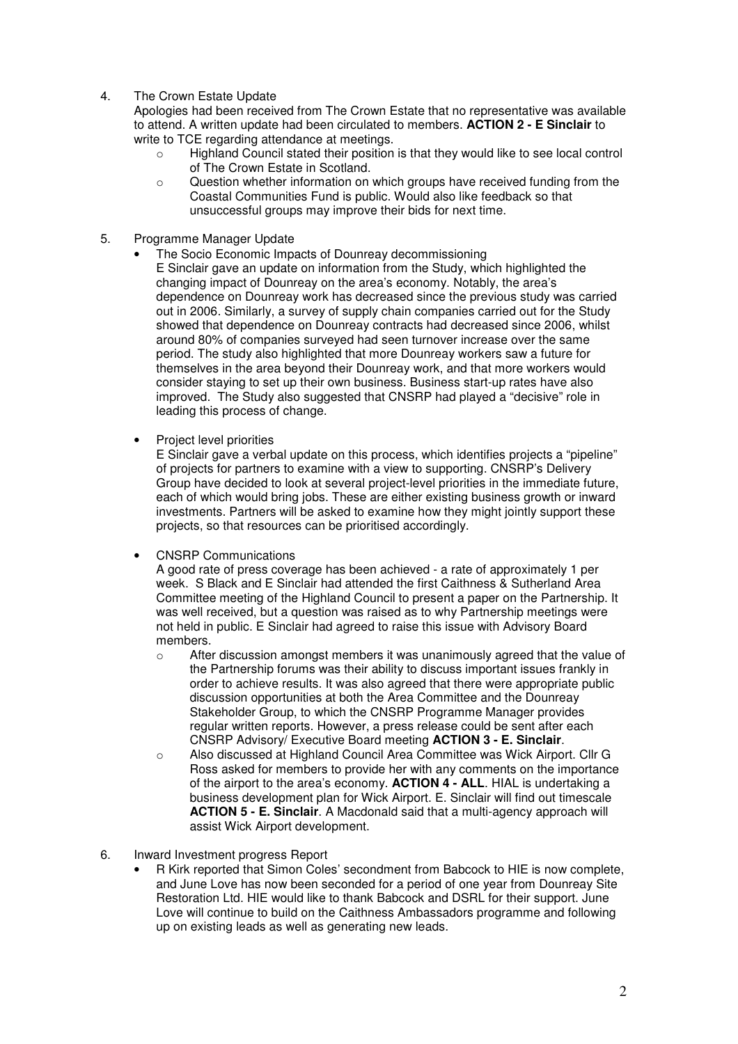4. The Crown Estate Update

   Apologies had been received from The Crown Estate that no representative was available to attend. A written update had been circulated to members. **ACTION 2 - E Sinclair** to write to TCE regarding attendance at meetings.

   - Highland Council stated their position is that they would like to see local control of The Crown Estate in Scotland.
   - Question whether information on which groups have received funding from the Coastal Communities Fund is public. Would also like feedback so that unsuccessful groups may improve their bids for next time.

5. Programme Manager Update

   - The Socio Economic Impacts of Dounreay decommissioning

     E Sinclair gave an update on information from the Study, which highlighted the changing impact of Dounreay on the area's economy. Notably, the area's dependence on Dounreay work has decreased since the previous study was carried out in 2006. Similarly, a survey of supply chain companies carried out for the Study showed that dependence on Dounreay contracts had decreased since 2006, whilst around 80% of companies surveyed had seen turnover increase over the same period. The study also highlighted that more Dounreay workers saw a future for themselves in the area beyond their Dounreay work, and that more workers would consider staying to set up their own business. Business start-up rates have also improved. The Study also suggested that CNSRP had played a "decisive" role in leading this process of change.

   - Project level priorities

     E Sinclair gave a verbal update on this process, which identifies projects a "pipeline" of projects for partners to examine with a view to supporting. CNSRP's Delivery Group have decided to look at several project-level priorities in the immediate future, each of which would bring jobs. These are either existing business growth or inward investments. Partners will be asked to examine how they might jointly support these projects, so that resources can be prioritised accordingly.

   - CNSRP Communications

     A good rate of press coverage has been achieved - a rate of approximately 1 per week. S Black and E Sinclair had attended the first Caithness & Sutherland Area Committee meeting of the Highland Council to present a paper on the Partnership. It was well received, but a question was raised as to why Partnership meetings were not held in public. E Sinclair had agreed to raise this issue with Advisory Board members.

     - After discussion amongst members it was unanimously agreed that the value of the Partnership forums was their ability to discuss important issues frankly in order to achieve results. It was also agreed that there were appropriate public discussion opportunities at both the Area Committee and the Dounreay Stakeholder Group, to which the CNSRP Programme Manager provides regular written reports. However, a press release could be sent after each CNSRP Advisory/ Executive Board meeting **ACTION 3 - E. Sinclair**.
     - Also discussed at Highland Council Area Committee was Wick Airport. Cllr G Ross asked for members to provide her with any comments on the importance of the airport to the area's economy. **ACTION 4 - ALL**. HIAL is undertaking a business development plan for Wick Airport. E. Sinclair will find out timescale **ACTION 5 - E. Sinclair**. A Macdonald said that a multi-agency approach will assist Wick Airport development.

6. Inward Investment progress Report

   - R Kirk reported that Simon Coles' secondment from Babcock to HIE is now complete, and June Love has now been seconded for a period of one year from Dounreay Site Restoration Ltd. HIE would like to thank Babcock and DSRL for their support. June Love will continue to build on the Caithness Ambassadors programme and following up on existing leads as well as generating new leads.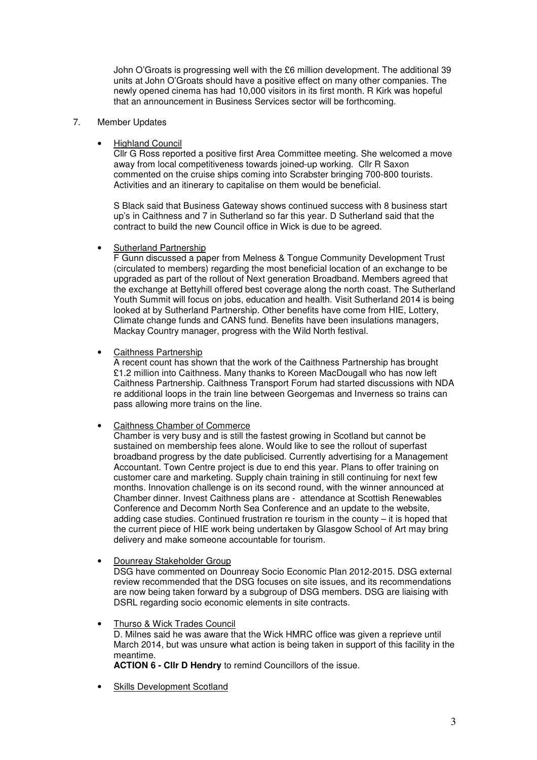John O'Groats is progressing well with the £6 million development. The additional 39 units at John O'Groats should have a positive effect on many other companies. The newly opened cinema has had 10,000 visitors in its first month. R Kirk was hopeful that an announcement in Business Services sector will be forthcoming.

7. Member Updates

- Highland Council

  Cllr G Ross reported a positive first Area Committee meeting. She welcomed a move away from local competitiveness towards joined-up working. Cllr R Saxon commented on the cruise ships coming into Scrabster bringing 700-800 tourists. Activities and an itinerary to capitalise on them would be beneficial.

  S Black said that Business Gateway shows continued success with 8 business start up's in Caithness and 7 in Sutherland so far this year. D Sutherland said that the contract to build the new Council office in Wick is due to be agreed.

- Sutherland Partnership

  F Gunn discussed a paper from Melness & Tongue Community Development Trust (circulated to members) regarding the most beneficial location of an exchange to be upgraded as part of the rollout of Next generation Broadband. Members agreed that the exchange at Bettyhill offered best coverage along the north coast. The Sutherland Youth Summit will focus on jobs, education and health. Visit Sutherland 2014 is being looked at by Sutherland Partnership. Other benefits have come from HIE, Lottery, Climate change funds and CANS fund. Benefits have been insulations managers, Mackay Country manager, progress with the Wild North festival.

- Caithness Partnership

  A recent count has shown that the work of the Caithness Partnership has brought £1.2 million into Caithness. Many thanks to Koreen MacDougall who has now left Caithness Partnership. Caithness Transport Forum had started discussions with NDA re additional loops in the train line between Georgemas and Inverness so trains can pass allowing more trains on the line.

- Caithness Chamber of Commerce

  Chamber is very busy and is still the fastest growing in Scotland but cannot be sustained on membership fees alone. Would like to see the rollout of superfast broadband progress by the date publicised. Currently advertising for a Management Accountant. Town Centre project is due to end this year. Plans to offer training on customer care and marketing. Supply chain training in still continuing for next few months. Innovation challenge is on its second round, with the winner announced at Chamber dinner. Invest Caithness plans are - attendance at Scottish Renewables Conference and Decomm North Sea Conference and an update to the website, adding case studies. Continued frustration re tourism in the county – it is hoped that the current piece of HIE work being undertaken by Glasgow School of Art may bring delivery and make someone accountable for tourism.

- Dounreay Stakeholder Group

  DSG have commented on Dounreay Socio Economic Plan 2012-2015. DSG external review recommended that the DSG focuses on site issues, and its recommendations are now being taken forward by a subgroup of DSG members. DSG are liaising with DSRL regarding socio economic elements in site contracts.

- Thurso & Wick Trades Council

  D. Milnes said he was aware that the Wick HMRC office was given a reprieve until March 2014, but was unsure what action is being taken in support of this facility in the meantime.

  **ACTION 6 - Cllr D Hendry** to remind Councillors of the issue.

- Skills Development Scotland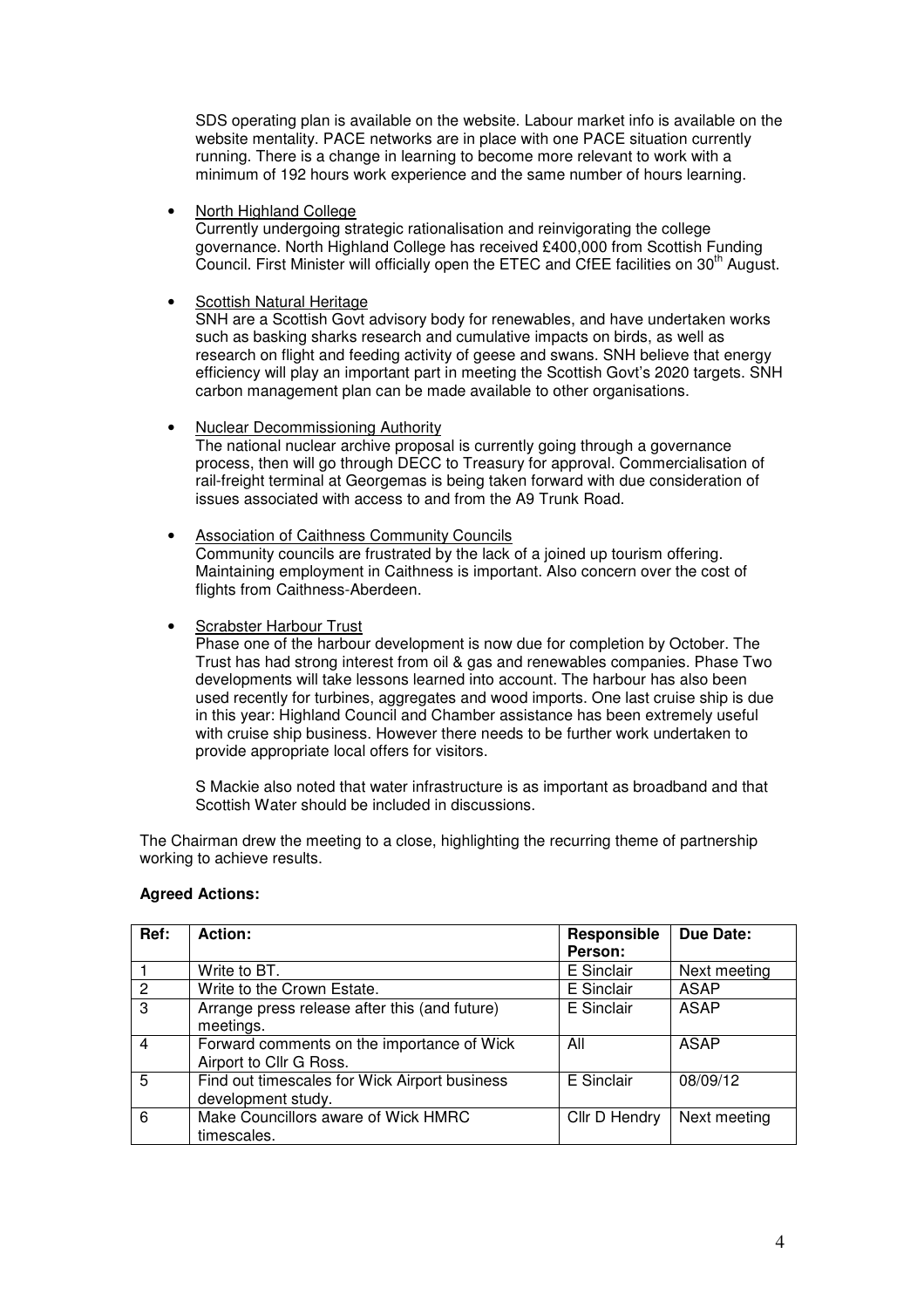SDS operating plan is available on the website. Labour market info is available on the website mentality. PACE networks are in place with one PACE situation currently running. There is a change in learning to become more relevant to work with a minimum of 192 hours work experience and the same number of hours learning.

- North Highland College
  Currently undergoing strategic rationalisation and reinvigorating the college governance. North Highland College has received £400,000 from Scottish Funding Council. First Minister will officially open the ETEC and CfEE facilities on 30th August.

- Scottish Natural Heritage
  SNH are a Scottish Govt advisory body for renewables, and have undertaken works such as basking sharks research and cumulative impacts on birds, as well as research on flight and feeding activity of geese and swans. SNH believe that energy efficiency will play an important part in meeting the Scottish Govt's 2020 targets. SNH carbon management plan can be made available to other organisations.

- Nuclear Decommissioning Authority
  The national nuclear archive proposal is currently going through a governance process, then will go through DECC to Treasury for approval. Commercialisation of rail-freight terminal at Georgemas is being taken forward with due consideration of issues associated with access to and from the A9 Trunk Road.

- Association of Caithness Community Councils
  Community councils are frustrated by the lack of a joined up tourism offering. Maintaining employment in Caithness is important. Also concern over the cost of flights from Caithness-Aberdeen.

- Scrabster Harbour Trust
  Phase one of the harbour development is now due for completion by October. The Trust has had strong interest from oil & gas and renewables companies. Phase Two developments will take lessons learned into account. The harbour has also been used recently for turbines, aggregates and wood imports. One last cruise ship is due in this year: Highland Council and Chamber assistance has been extremely useful with cruise ship business. However there needs to be further work undertaken to provide appropriate local offers for visitors.

  S Mackie also noted that water infrastructure is as important as broadband and that Scottish Water should be included in discussions.

The Chairman drew the meeting to a close, highlighting the recurring theme of partnership working to achieve results.

**Agreed Actions:**

| Ref: | Action: | Responsible Person: | Due Date: |
|---|---|---|---|
| 1 | Write to BT. | E Sinclair | Next meeting |
| 2 | Write to the Crown Estate. | E Sinclair | ASAP |
| 3 | Arrange press release after this (and future) meetings. | E Sinclair | ASAP |
| 4 | Forward comments on the importance of Wick Airport to Cllr G Ross. | All | ASAP |
| 5 | Find out timescales for Wick Airport business development study. | E Sinclair | 08/09/12 |
| 6 | Make Councillors aware of Wick HMRC timescales. | Cllr D Hendry | Next meeting |